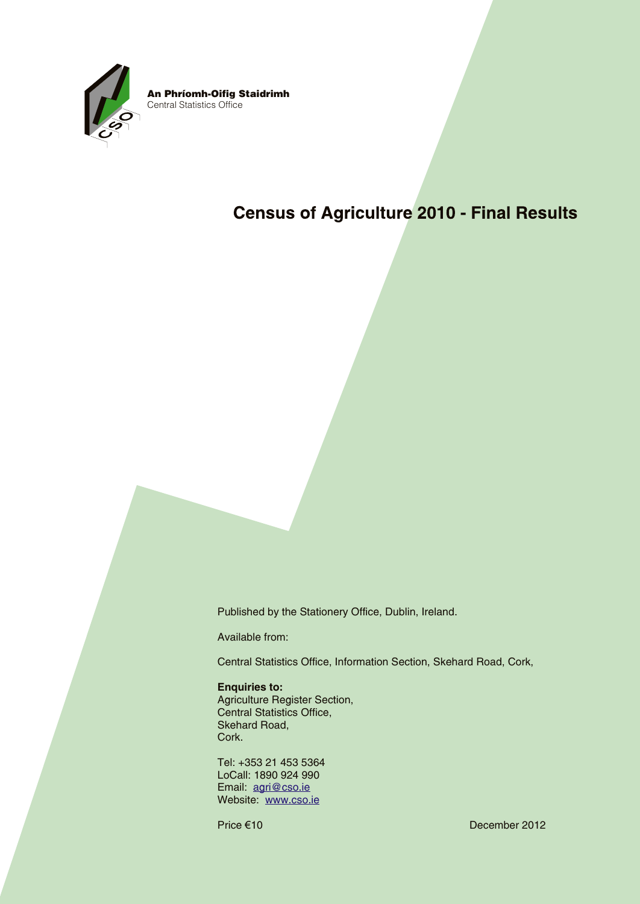**An Phríomh-Oifig Staidrimh**
Central Statistics Office

# Census of Agriculture 2010 - Final Results

Published by the Stationery Office, Dublin, Ireland.

Available from:

Central Statistics Office, Information Section, Skehard Road, Cork,

**Enquiries to:**
Agriculture Register Section,
Central Statistics Office,
Skehard Road,
Cork.

Tel: +353 21 453 5364
LoCall: 1890 924 990
Email: agri@cso.ie
Website: www.cso.ie

Price €10

December 2012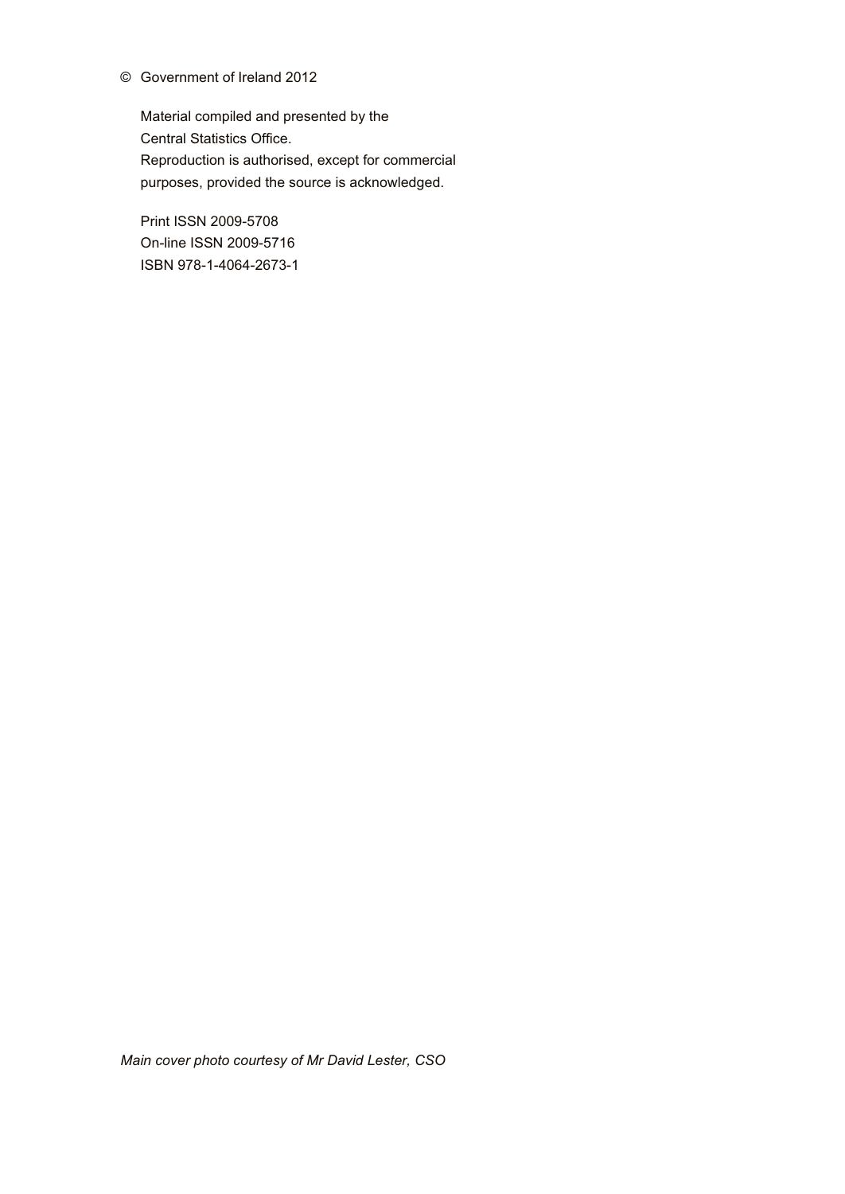© Government of Ireland 2012

Material compiled and presented by the
Central Statistics Office.
Reproduction is authorised, except for commercial purposes, provided the source is acknowledged.

Print ISSN 2009-5708
On-line ISSN 2009-5716
ISBN 978-1-4064-2673-1

*Main cover photo courtesy of Mr David Lester, CSO*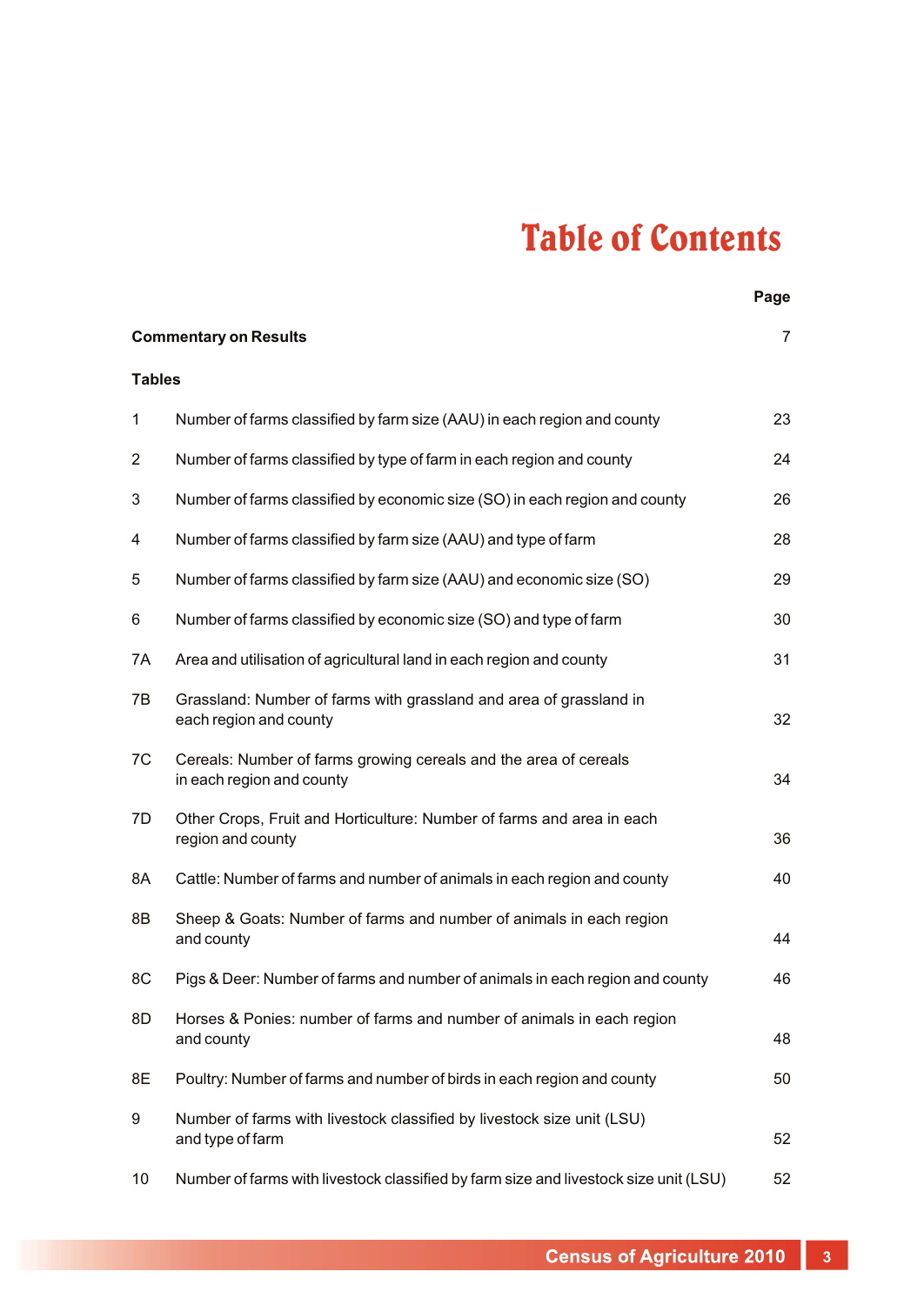# Table of Contents

| | | Page |
|---|---|---|
| **Commentary on Results** | | 7 |
| **Tables** | | |
| 1 | Number of farms classified by farm size (AAU) in each region and county | 23 |
| 2 | Number of farms classified by type of farm in each region and county | 24 |
| 3 | Number of farms classified by economic size (SO) in each region and county | 26 |
| 4 | Number of farms classified by farm size (AAU) and type of farm | 28 |
| 5 | Number of farms classified by farm size (AAU) and economic size (SO) | 29 |
| 6 | Number of farms classified by economic size (SO) and type of farm | 30 |
| 7A | Area and utilisation of agricultural land in each region and county | 31 |
| 7B | Grassland: Number of farms with grassland and area of grassland in each region and county | 32 |
| 7C | Cereals: Number of farms growing cereals and the area of cereals in each region and county | 34 |
| 7D | Other Crops, Fruit and Horticulture: Number of farms and area in each region and county | 36 |
| 8A | Cattle: Number of farms and number of animals in each region and county | 40 |
| 8B | Sheep & Goats: Number of farms and number of animals in each region and county | 44 |
| 8C | Pigs & Deer: Number of farms and number of animals in each region and county | 46 |
| 8D | Horses & Ponies: number of farms and number of animals in each region and county | 48 |
| 8E | Poultry: Number of farms and number of birds in each region and county | 50 |
| 9 | Number of farms with livestock classified by livestock size unit (LSU) and type of farm | 52 |
| 10 | Number of farms with livestock classified by farm size and livestock size unit (LSU) | 52 |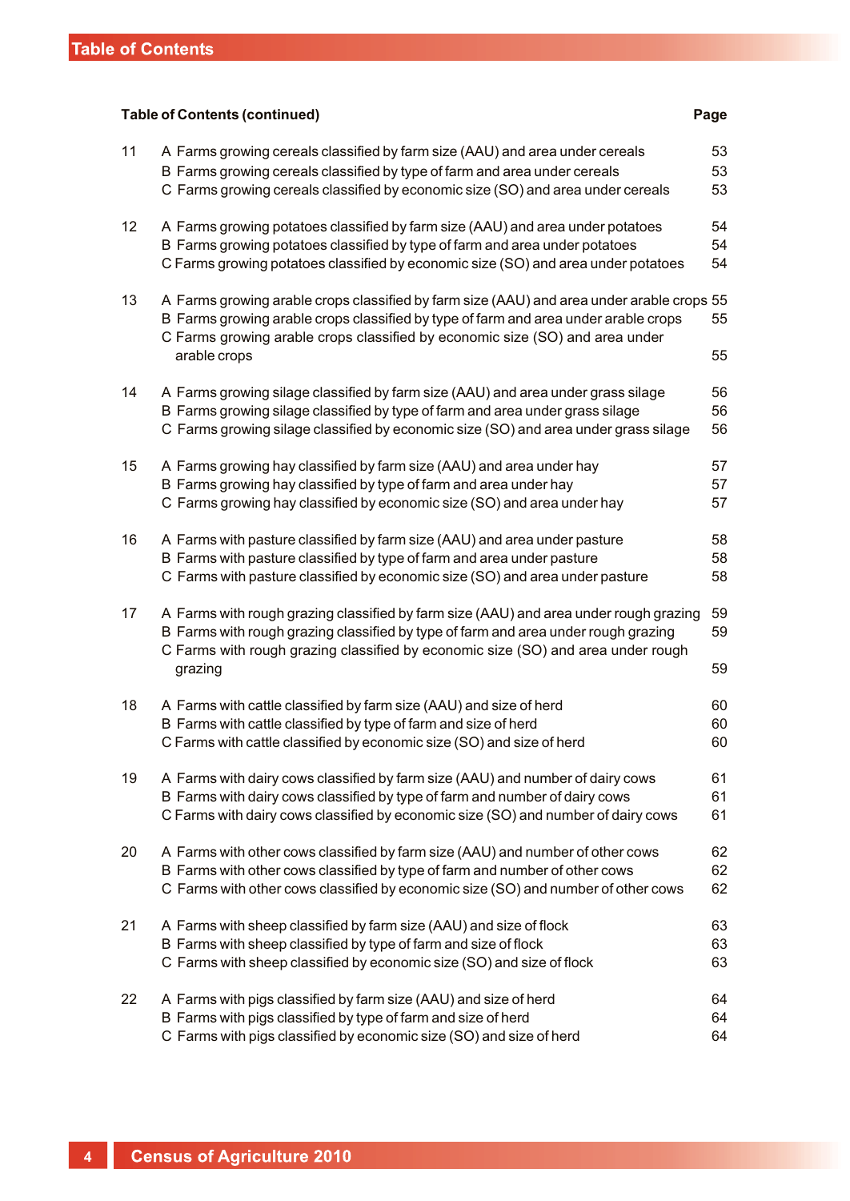## Table of Contents (continued)

| | | Page |
|---|---|---|
| 11 | A Farms growing cereals classified by farm size (AAU) and area under cereals | 53 |
| | B Farms growing cereals classified by type of farm and area under cereals | 53 |
| | C Farms growing cereals classified by economic size (SO) and area under cereals | 53 |
| 12 | A Farms growing potatoes classified by farm size (AAU) and area under potatoes | 54 |
| | B Farms growing potatoes classified by type of farm and area under potatoes | 54 |
| | C Farms growing potatoes classified by economic size (SO) and area under potatoes | 54 |
| 13 | A Farms growing arable crops classified by farm size (AAU) and area under arable crops | 55 |
| | B Farms growing arable crops classified by type of farm and area under arable crops | 55 |
| | C Farms growing arable crops classified by economic size (SO) and area under arable crops | 55 |
| 14 | A Farms growing silage classified by farm size (AAU) and area under grass silage | 56 |
| | B Farms growing silage classified by type of farm and area under grass silage | 56 |
| | C Farms growing silage classified by economic size (SO) and area under grass silage | 56 |
| 15 | A Farms growing hay classified by farm size (AAU) and area under hay | 57 |
| | B Farms growing hay classified by type of farm and area under hay | 57 |
| | C Farms growing hay classified by economic size (SO) and area under hay | 57 |
| 16 | A Farms with pasture classified by farm size (AAU) and area under pasture | 58 |
| | B Farms with pasture classified by type of farm and area under pasture | 58 |
| | C Farms with pasture classified by economic size (SO) and area under pasture | 58 |
| 17 | A Farms with rough grazing classified by farm size (AAU) and area under rough grazing | 59 |
| | B Farms with rough grazing classified by type of farm and area under rough grazing | 59 |
| | C Farms with rough grazing classified by economic size (SO) and area under rough grazing | 59 |
| 18 | A Farms with cattle classified by farm size (AAU) and size of herd | 60 |
| | B Farms with cattle classified by type of farm and size of herd | 60 |
| | C Farms with cattle classified by economic size (SO) and size of herd | 60 |
| 19 | A Farms with dairy cows classified by farm size (AAU) and number of dairy cows | 61 |
| | B Farms with dairy cows classified by type of farm and number of dairy cows | 61 |
| | C Farms with dairy cows classified by economic size (SO) and number of dairy cows | 61 |
| 20 | A Farms with other cows classified by farm size (AAU) and number of other cows | 62 |
| | B Farms with other cows classified by type of farm and number of other cows | 62 |
| | C Farms with other cows classified by economic size (SO) and number of other cows | 62 |
| 21 | A Farms with sheep classified by farm size (AAU) and size of flock | 63 |
| | B Farms with sheep classified by type of farm and size of flock | 63 |
| | C Farms with sheep classified by economic size (SO) and size of flock | 63 |
| 22 | A Farms with pigs classified by farm size (AAU) and size of herd | 64 |
| | B Farms with pigs classified by type of farm and size of herd | 64 |
| | C Farms with pigs classified by economic size (SO) and size of herd | 64 |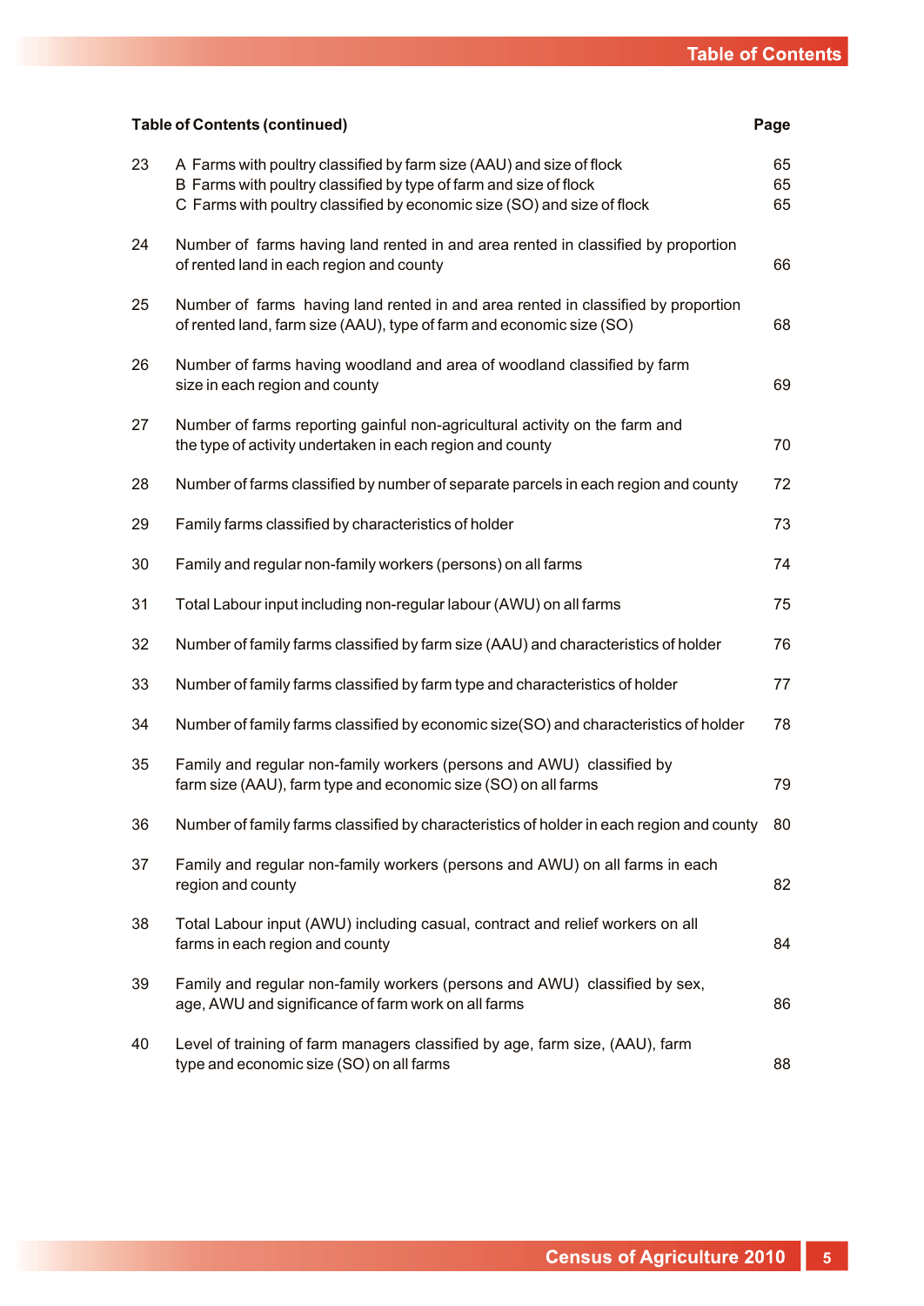| Table of Contents (continued) | | Page |
|---|---|---|
| 23 | A Farms with poultry classified by farm size (AAU) and size of flock | 65 |
| | B Farms with poultry classified by type of farm and size of flock | 65 |
| | C Farms with poultry classified by economic size (SO) and size of flock | 65 |
| 24 | Number of farms having land rented in and area rented in classified by proportion of rented land in each region and county | 66 |
| 25 | Number of farms having land rented in and area rented in classified by proportion of rented land, farm size (AAU), type of farm and economic size (SO) | 68 |
| 26 | Number of farms having woodland and area of woodland classified by farm size in each region and county | 69 |
| 27 | Number of farms reporting gainful non-agricultural activity on the farm and the type of activity undertaken in each region and county | 70 |
| 28 | Number of farms classified by number of separate parcels in each region and county | 72 |
| 29 | Family farms classified by characteristics of holder | 73 |
| 30 | Family and regular non-family workers (persons) on all farms | 74 |
| 31 | Total Labour input including non-regular labour (AWU) on all farms | 75 |
| 32 | Number of family farms classified by farm size (AAU) and characteristics of holder | 76 |
| 33 | Number of family farms classified by farm type and characteristics of holder | 77 |
| 34 | Number of family farms classified by economic size(SO) and characteristics of holder | 78 |
| 35 | Family and regular non-family workers (persons and AWU) classified by farm size (AAU), farm type and economic size (SO) on all farms | 79 |
| 36 | Number of family farms classified by characteristics of holder in each region and county | 80 |
| 37 | Family and regular non-family workers (persons and AWU) on all farms in each region and county | 82 |
| 38 | Total Labour input (AWU) including casual, contract and relief workers on all farms in each region and county | 84 |
| 39 | Family and regular non-family workers (persons and AWU) classified by sex, age, AWU and significance of farm work on all farms | 86 |
| 40 | Level of training of farm managers classified by age, farm size, (AAU), farm type and economic size (SO) on all farms | 88 |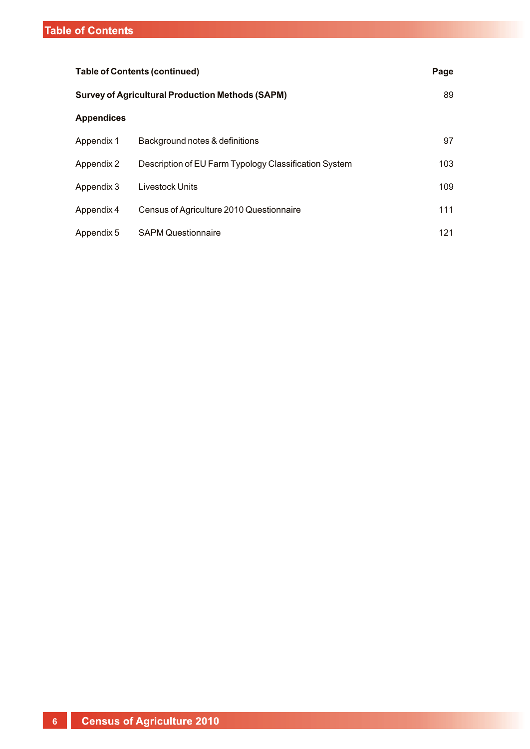# Table of Contents

| Table of Contents (continued) | | Page |
|---|---|---|
| **Survey of Agricultural Production Methods (SAPM)** | | 89 |
| **Appendices** | | |
| Appendix 1 | Background notes & definitions | 97 |
| Appendix 2 | Description of EU Farm Typology Classification System | 103 |
| Appendix 3 | Livestock Units | 109 |
| Appendix 4 | Census of Agriculture 2010 Questionnaire | 111 |
| Appendix 5 | SAPM Questionnaire | 121 |